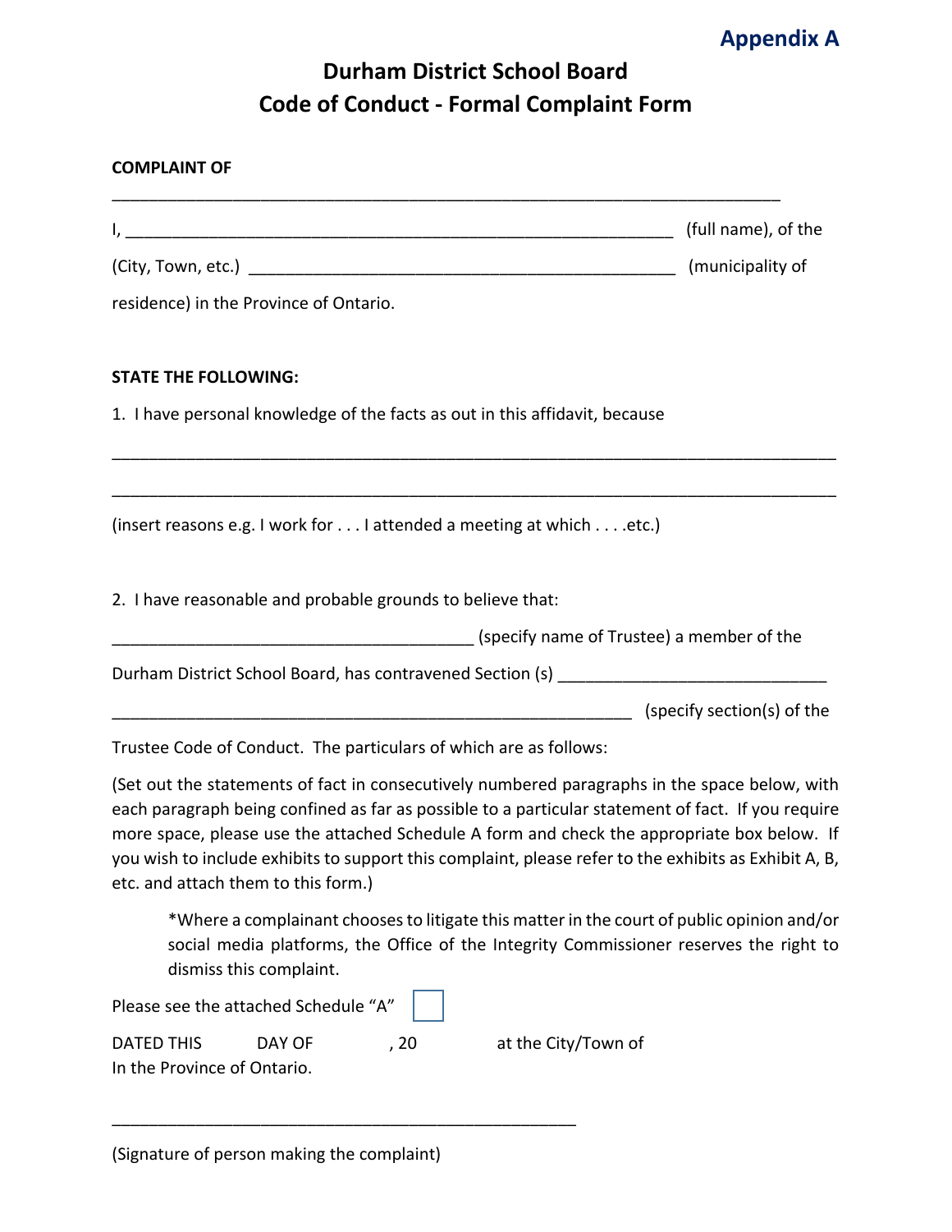**Appendix A**

# Durham District School Board
# Code of Conduct - Formal Complaint Form

**COMPLAINT OF**

_________________________________________________________________________

I, ____________________________________________________________ (full name), of the

(City, Town, etc.) _______________________________________________ (municipality of residence) in the Province of Ontario.

**STATE THE FOLLOWING:**

1. I have personal knowledge of the facts as out in this affidavit, because

_______________________________________________________________________________

_______________________________________________________________________________

(insert reasons e.g. I work for . . . I attended a meeting at which . . . .etc.)

2. I have reasonable and probable grounds to believe that:

________________________________________ (specify name of Trustee) a member of the Durham District School Board, has contravened Section (s) _____________________________

_________________________________________________________ (specify section(s) of the Trustee Code of Conduct. The particulars of which are as follows:

(Set out the statements of fact in consecutively numbered paragraphs in the space below, with each paragraph being confined as far as possible to a particular statement of fact. If you require more space, please use the attached Schedule A form and check the appropriate box below. If you wish to include exhibits to support this complaint, please refer to the exhibits as Exhibit A, B, etc. and attach them to this form.)

> *Where a complainant chooses to litigate this matter in the court of public opinion and/or social media platforms, the Office of the Integrity Commissioner reserves the right to dismiss this complaint.

Please see the attached Schedule "A" ☐

DATED THIS DAY OF , 20 at the City/Town of
In the Province of Ontario.

___________________________________________________

(Signature of person making the complaint)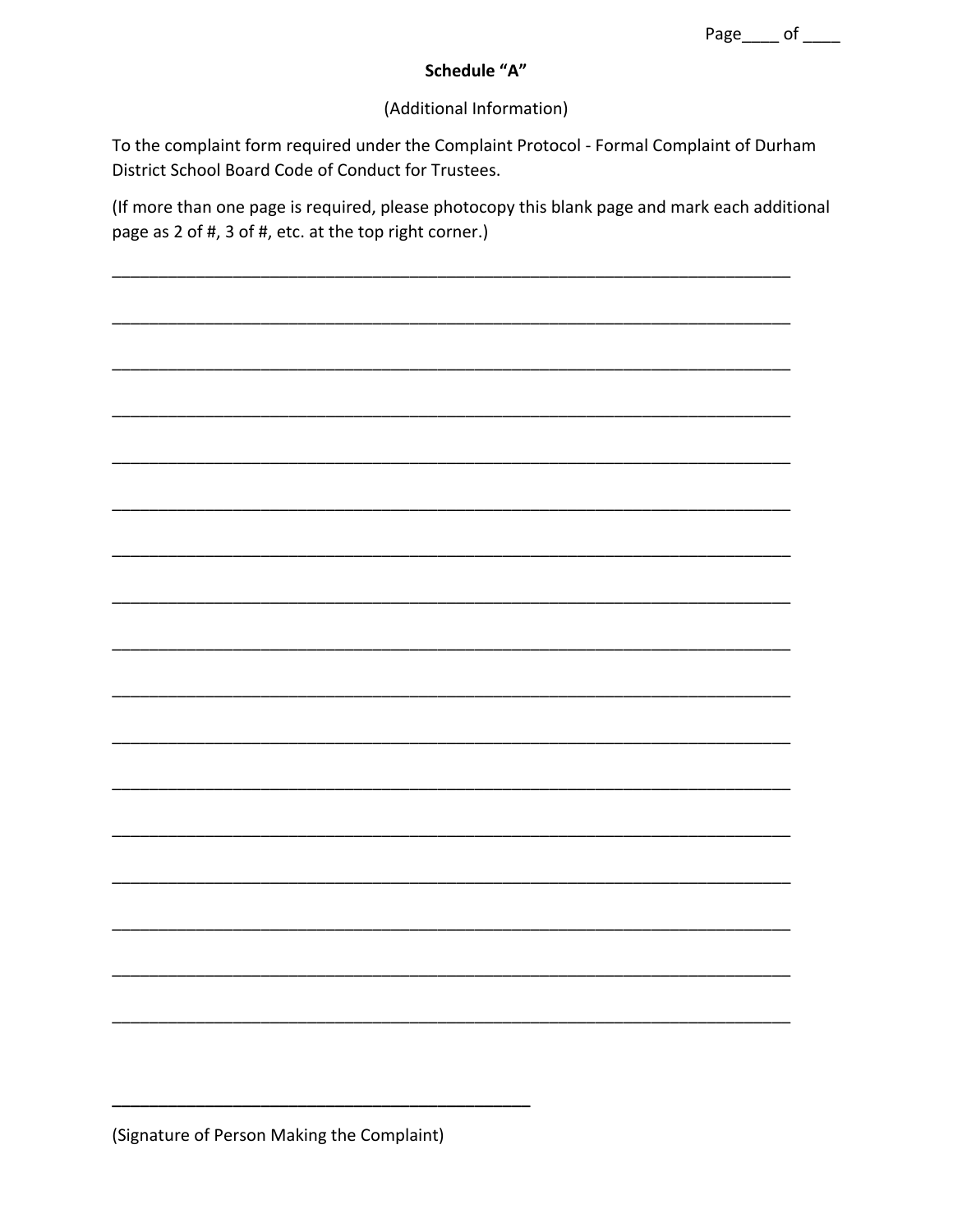Page____ of ____

**Schedule "A"**

(Additional Information)

To the complaint form required under the Complaint Protocol - Formal Complaint of Durham District School Board Code of Conduct for Trustees.

(If more than one page is required, please photocopy this blank page and mark each additional page as 2 of #, 3 of #, etc. at the top right corner.)

_______________________________________________________________________________

_______________________________________________________________________________

_______________________________________________________________________________

_______________________________________________________________________________

_______________________________________________________________________________

_______________________________________________________________________________

_______________________________________________________________________________

_______________________________________________________________________________

_______________________________________________________________________________

_______________________________________________________________________________

_______________________________________________________________________________

_______________________________________________________________________________

_______________________________________________________________________________

_______________________________________________________________________________

_______________________________________________________________________________

_______________________________________________________________________________

_______________________________________________________________________________

_____________________________________________

(Signature of Person Making the Complaint)